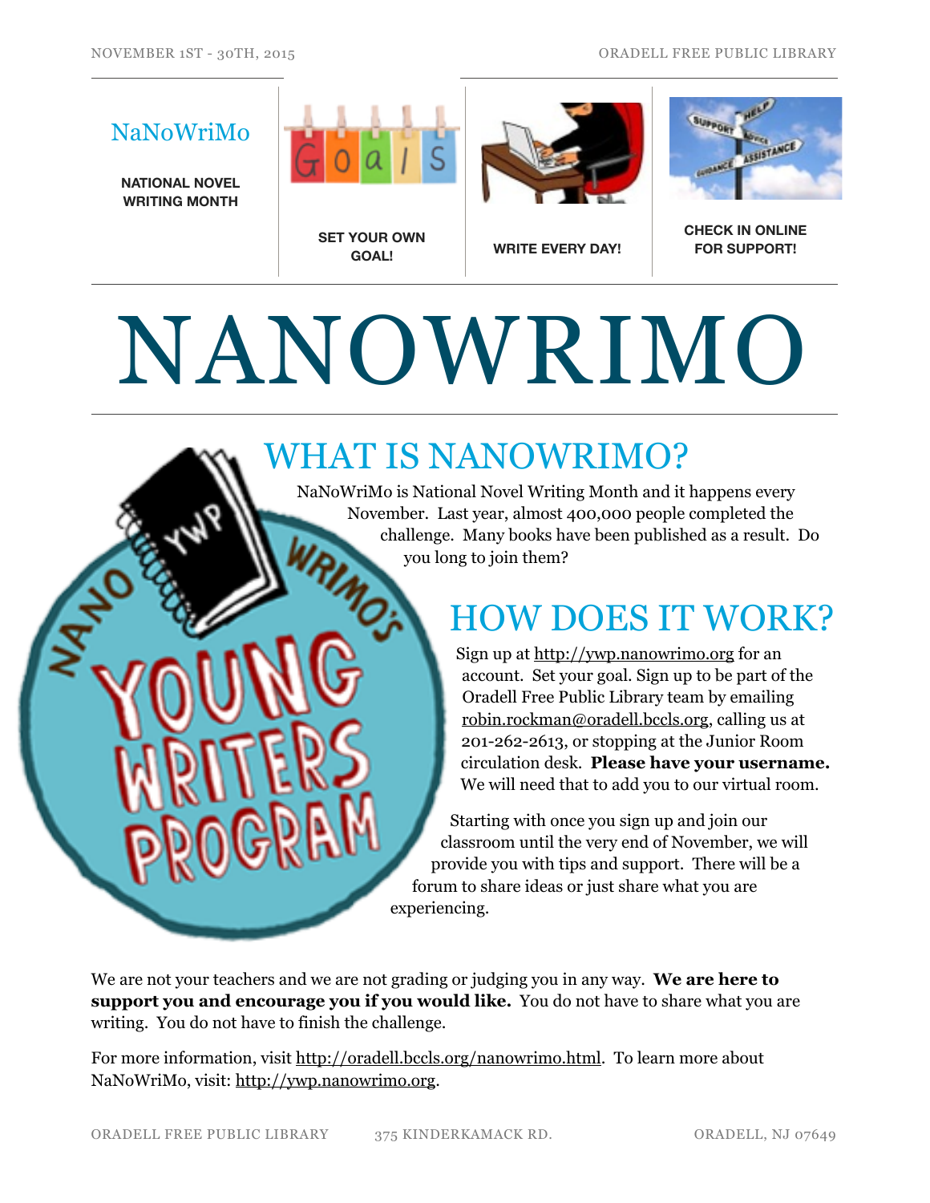NOVEMBER 1ST - 30TH, 2015

ORADELL FREE PUBLIC LIBRARY

NaNoWriMo

**NATIONAL NOVEL WRITING MONTH**

**SET YOUR OWN GOAL!**

**WRITE EVERY DAY!**

**CHECK IN ONLINE FOR SUPPORT!**

# NANOWRIMO

## WHAT IS NANOWRIMO?

NaNoWriMo is National Novel Writing Month and it happens every November. Last year, almost 400,000 people completed the challenge. Many books have been published as a result. Do you long to join them?

## HOW DOES IT WORK?

Sign up at http://ywp.nanowrimo.org for an account. Set your goal. Sign up to be part of the Oradell Free Public Library team by emailing robin.rockman@oradell.bccls.org, calling us at 201-262-2613, or stopping at the Junior Room circulation desk. **Please have your username.** We will need that to add you to our virtual room.

Starting with once you sign up and join our classroom until the very end of November, we will provide you with tips and support. There will be a forum to share ideas or just share what you are experiencing.

We are not your teachers and we are not grading or judging you in any way. **We are here to support you and encourage you if you would like.** You do not have to share what you are writing. You do not have to finish the challenge.

For more information, visit http://oradell.bccls.org/nanowrimo.html. To learn more about NaNoWriMo, visit: http://ywp.nanowrimo.org.

ORADELL FREE PUBLIC LIBRARY 375 KINDERKAMACK RD. ORADELL, NJ 07649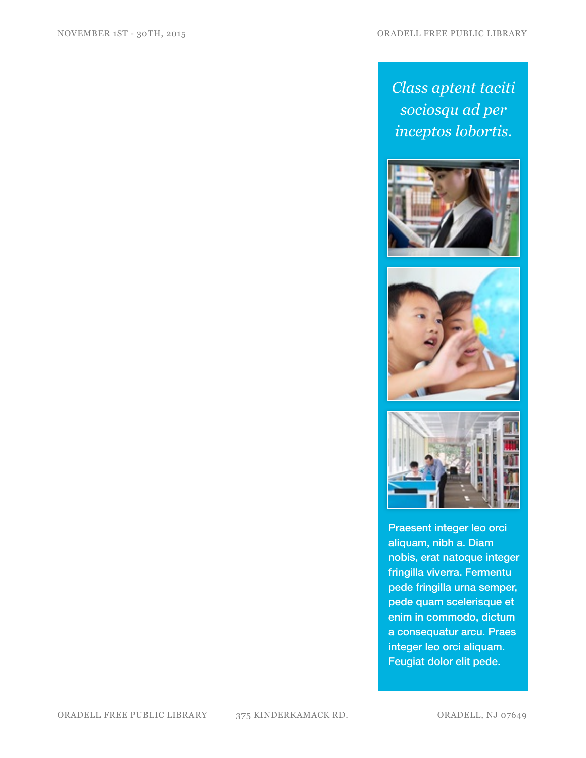*Class aptent taciti sociosqu ad per inceptos lobortis.*

Praesent integer leo orci aliquam, nibh a. Diam nobis, erat natoque integer fringilla viverra. Fermentu pede fringilla urna semper, pede quam scelerisque et enim in commodo, dictum a consequatur arcu. Praes integer leo orci aliquam. Feugiat dolor elit pede.